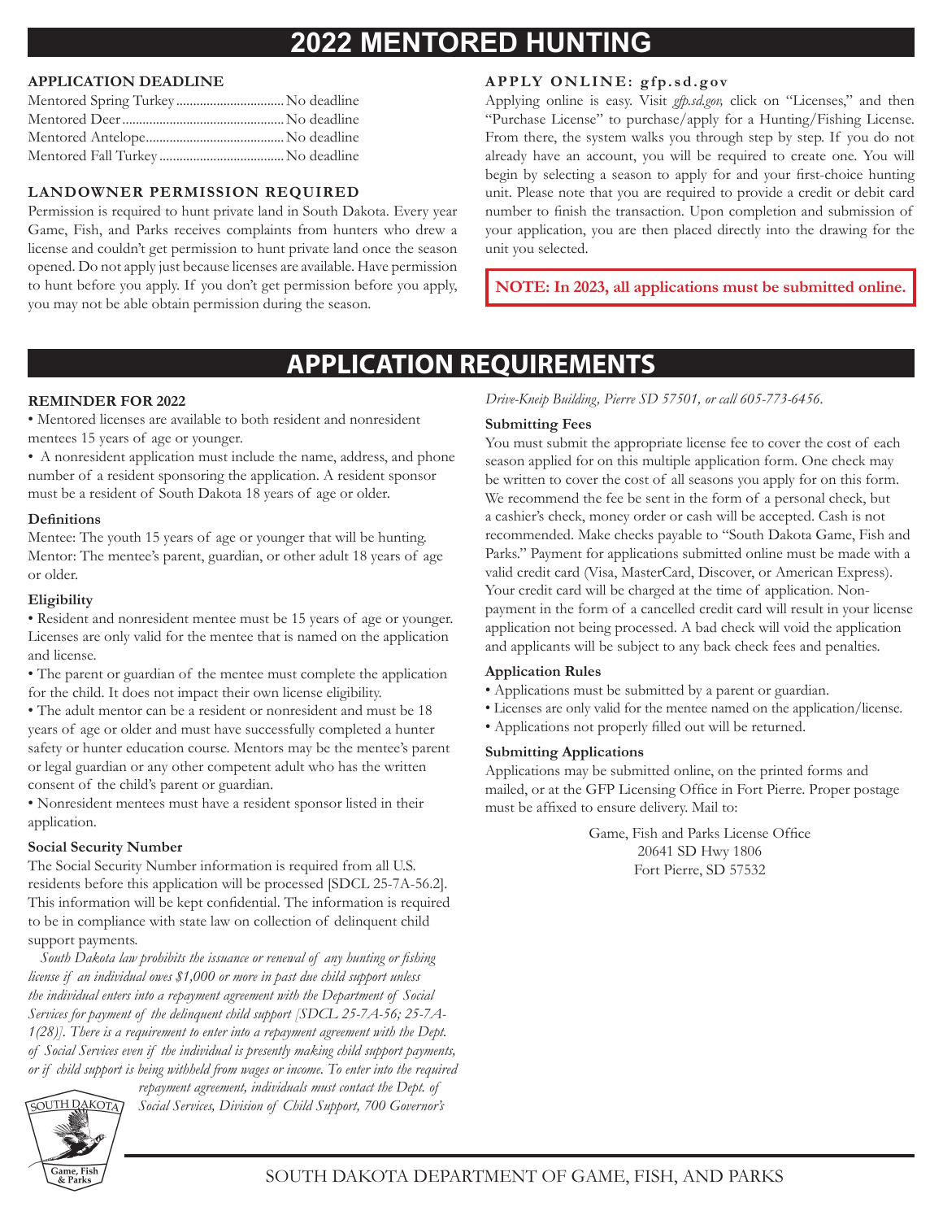# 2022 MENTORED HUNTING

### APPLICATION DEADLINE

| | |
|---|---|
| Mentored Spring Turkey | No deadline |
| Mentored Deer | No deadline |
| Mentored Antelope | No deadline |
| Mentored Fall Turkey | No deadline |

### LANDOWNER PERMISSION REQUIRED

Permission is required to hunt private land in South Dakota. Every year Game, Fish, and Parks receives complaints from hunters who drew a license and couldn't get permission to hunt private land once the season opened. Do not apply just because licenses are available. Have permission to hunt before you apply. If you don't get permission before you apply, you may not be able obtain permission during the season.

### APPLY ONLINE: gfp.sd.gov

Applying online is easy. Visit *gfp.sd.gov,* click on "Licenses," and then "Purchase License" to purchase/apply for a Hunting/Fishing License. From there, the system walks you through step by step. If you do not already have an account, you will be required to create one. You will begin by selecting a season to apply for and your first-choice hunting unit. Please note that you are required to provide a credit or debit card number to finish the transaction. Upon completion and submission of your application, you are then placed directly into the drawing for the unit you selected.

**NOTE: In 2023, all applications must be submitted online.**

# APPLICATION REQUIREMENTS

### REMINDER FOR 2022

- Mentored licenses are available to both resident and nonresident mentees 15 years of age or younger.
- A nonresident application must include the name, address, and phone number of a resident sponsoring the application. A resident sponsor must be a resident of South Dakota 18 years of age or older.

### Definitions

Mentee: The youth 15 years of age or younger that will be hunting.
Mentor: The mentee's parent, guardian, or other adult 18 years of age or older.

### Eligibility

- Resident and nonresident mentee must be 15 years of age or younger. Licenses are only valid for the mentee that is named on the application and license.
- The parent or guardian of the mentee must complete the application for the child. It does not impact their own license eligibility.
- The adult mentor can be a resident or nonresident and must be 18 years of age or older and must have successfully completed a hunter safety or hunter education course. Mentors may be the mentee's parent or legal guardian or any other competent adult who has the written consent of the child's parent or guardian.
- Nonresident mentees must have a resident sponsor listed in their application.

### Social Security Number

The Social Security Number information is required from all U.S. residents before this application will be processed [SDCL 25-7A-56.2]. This information will be kept confidential. The information is required to be in compliance with state law on collection of delinquent child support payments.

*South Dakota law prohibits the issuance or renewal of any hunting or fishing license if an individual owes $1,000 or more in past due child support unless the individual enters into a repayment agreement with the Department of Social Services for payment of the delinquent child support [SDCL 25-7A-56; 25-7A-1(28)]. There is a requirement to enter into a repayment agreement with the Dept. of Social Services even if the individual is presently making child support payments, or if child support is being withheld from wages or income. To enter into the required repayment agreement, individuals must contact the Dept. of Social Services, Division of Child Support, 700 Governor's Drive-Kneip Building, Pierre SD 57501, or call 605-773-6456.*

### Submitting Fees

You must submit the appropriate license fee to cover the cost of each season applied for on this multiple application form. One check may be written to cover the cost of all seasons you apply for on this form. We recommend the fee be sent in the form of a personal check, but a cashier's check, money order or cash will be accepted. Cash is not recommended. Make checks payable to "South Dakota Game, Fish and Parks." Payment for applications submitted online must be made with a valid credit card (Visa, MasterCard, Discover, or American Express). Your credit card will be charged at the time of application. Non-payment in the form of a cancelled credit card will result in your license application not being processed. A bad check will void the application and applicants will be subject to any back check fees and penalties.

### Application Rules

- Applications must be submitted by a parent or guardian.
- Licenses are only valid for the mentee named on the application/license.
- Applications not properly filled out will be returned.

### Submitting Applications

Applications may be submitted online, on the printed forms and mailed, or at the GFP Licensing Office in Fort Pierre. Proper postage must be affixed to ensure delivery. Mail to:

Game, Fish and Parks License Office
20641 SD Hwy 1806
Fort Pierre, SD 57532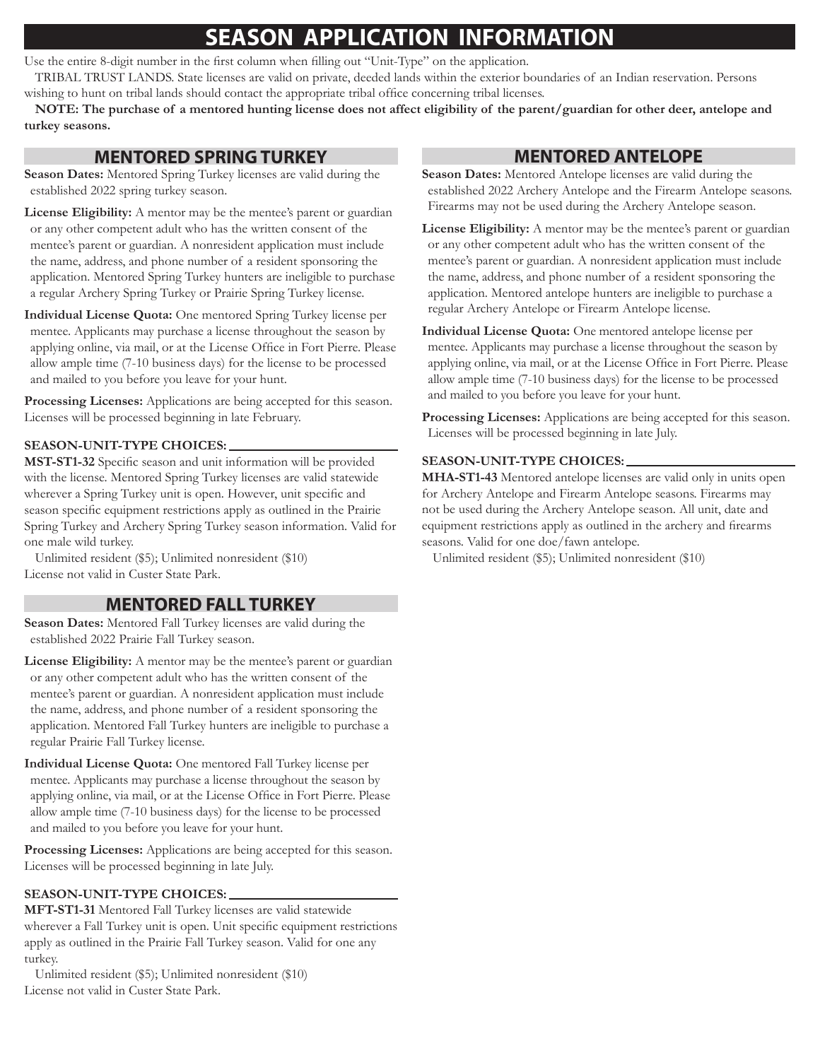# SEASON APPLICATION INFORMATION

Use the entire 8-digit number in the first column when filling out "Unit-Type" on the application.

TRIBAL TRUST LANDS. State licenses are valid on private, deeded lands within the exterior boundaries of an Indian reservation. Persons wishing to hunt on tribal lands should contact the appropriate tribal office concerning tribal licenses.

**NOTE: The purchase of a mentored hunting license does not affect eligibility of the parent/guardian for other deer, antelope and turkey seasons.**

## MENTORED SPRING TURKEY

**Season Dates:** Mentored Spring Turkey licenses are valid during the established 2022 spring turkey season.

**License Eligibility:** A mentor may be the mentee's parent or guardian or any other competent adult who has the written consent of the mentee's parent or guardian. A nonresident application must include the name, address, and phone number of a resident sponsoring the application. Mentored Spring Turkey hunters are ineligible to purchase a regular Archery Spring Turkey or Prairie Spring Turkey license.

**Individual License Quota:** One mentored Spring Turkey license per mentee. Applicants may purchase a license throughout the season by applying online, via mail, or at the License Office in Fort Pierre. Please allow ample time (7-10 business days) for the license to be processed and mailed to you before you leave for your hunt.

**Processing Licenses:** Applications are being accepted for this season. Licenses will be processed beginning in late February.

**SEASON-UNIT-TYPE CHOICES:**

**MST-ST1-32** Specific season and unit information will be provided with the license. Mentored Spring Turkey licenses are valid statewide wherever a Spring Turkey unit is open. However, unit specific and season specific equipment restrictions apply as outlined in the Prairie Spring Turkey and Archery Spring Turkey season information. Valid for one male wild turkey.

Unlimited resident ($5); Unlimited nonresident ($10)
License not valid in Custer State Park.

## MENTORED FALL TURKEY

**Season Dates:** Mentored Fall Turkey licenses are valid during the established 2022 Prairie Fall Turkey season.

**License Eligibility:** A mentor may be the mentee's parent or guardian or any other competent adult who has the written consent of the mentee's parent or guardian. A nonresident application must include the name, address, and phone number of a resident sponsoring the application. Mentored Fall Turkey hunters are ineligible to purchase a regular Prairie Fall Turkey license.

**Individual License Quota:** One mentored Fall Turkey license per mentee. Applicants may purchase a license throughout the season by applying online, via mail, or at the License Office in Fort Pierre. Please allow ample time (7-10 business days) for the license to be processed and mailed to you before you leave for your hunt.

**Processing Licenses:** Applications are being accepted for this season. Licenses will be processed beginning in late July.

**SEASON-UNIT-TYPE CHOICES:**

**MFT-ST1-31** Mentored Fall Turkey licenses are valid statewide wherever a Fall Turkey unit is open. Unit specific equipment restrictions apply as outlined in the Prairie Fall Turkey season. Valid for one any turkey.

Unlimited resident ($5); Unlimited nonresident ($10)
License not valid in Custer State Park.

## MENTORED ANTELOPE

**Season Dates:** Mentored Antelope licenses are valid during the established 2022 Archery Antelope and the Firearm Antelope seasons. Firearms may not be used during the Archery Antelope season.

**License Eligibility:** A mentor may be the mentee's parent or guardian or any other competent adult who has the written consent of the mentee's parent or guardian. A nonresident application must include the name, address, and phone number of a resident sponsoring the application. Mentored antelope hunters are ineligible to purchase a regular Archery Antelope or Firearm Antelope license.

**Individual License Quota:** One mentored antelope license per mentee. Applicants may purchase a license throughout the season by applying online, via mail, or at the License Office in Fort Pierre. Please allow ample time (7-10 business days) for the license to be processed and mailed to you before you leave for your hunt.

**Processing Licenses:** Applications are being accepted for this season. Licenses will be processed beginning in late July.

**SEASON-UNIT-TYPE CHOICES:**

**MHA-ST1-43** Mentored antelope licenses are valid only in units open for Archery Antelope and Firearm Antelope seasons. Firearms may not be used during the Archery Antelope season. All unit, date and equipment restrictions apply as outlined in the archery and firearms seasons. Valid for one doe/fawn antelope.

Unlimited resident ($5); Unlimited nonresident ($10)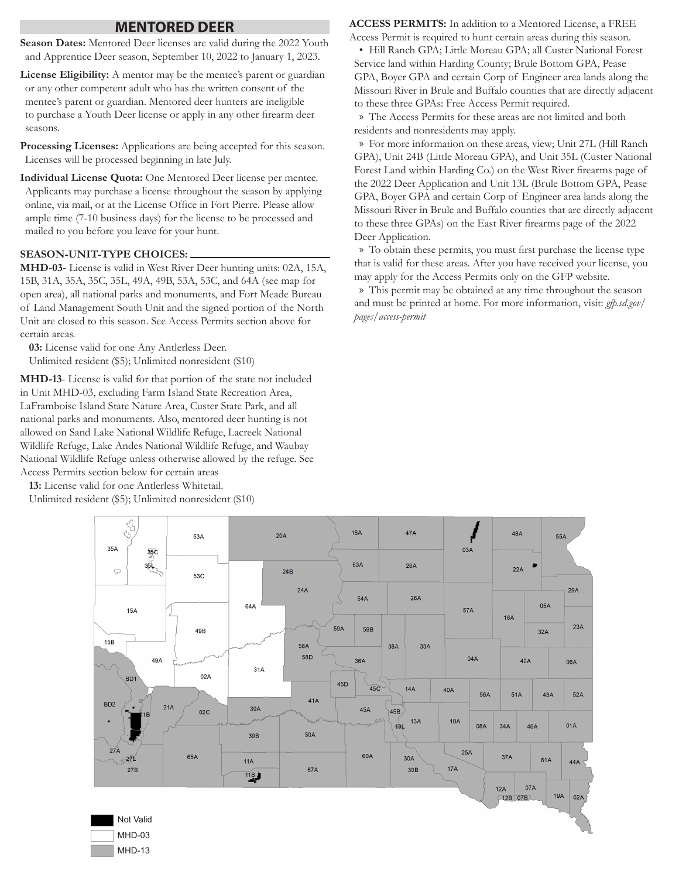## MENTORED DEER

**Season Dates:** Mentored Deer licenses are valid during the 2022 Youth and Apprentice Deer season, September 10, 2022 to January 1, 2023.

**License Eligibility:** A mentor may be the mentee's parent or guardian or any other competent adult who has the written consent of the mentee's parent or guardian. Mentored deer hunters are ineligible to purchase a Youth Deer license or apply in any other firearm deer seasons.

**Processing Licenses:** Applications are being accepted for this season. Licenses will be processed beginning in late July.

**Individual License Quota:** One Mentored Deer license per mentee. Applicants may purchase a license throughout the season by applying online, via mail, or at the License Office in Fort Pierre. Please allow ample time (7-10 business days) for the license to be processed and mailed to you before you leave for your hunt.

**SEASON-UNIT-TYPE CHOICES:**

**MHD-03-** License is valid in West River Deer hunting units: 02A, 15A, 15B, 31A, 35A, 35C, 35L, 49A, 49B, 53A, 53C, and 64A (see map for open area), all national parks and monuments, and Fort Meade Bureau of Land Management South Unit and the signed portion of the North Unit are closed to this season. See Access Permits section above for certain areas.

**03:** License valid for one Any Antlerless Deer.
Unlimited resident ($5); Unlimited nonresident ($10)

**MHD-13**- License is valid for that portion of the state not included in Unit MHD-03, excluding Farm Island State Recreation Area, LaFramboise Island State Nature Area, Custer State Park, and all national parks and monuments. Also, mentored deer hunting is not allowed on Sand Lake National Wildlife Refuge, Lacreek National Wildlife Refuge, Lake Andes National Wildlife Refuge, and Waubay National Wildlife Refuge unless otherwise allowed by the refuge. See Access Permits section below for certain areas

**13:** License valid for one Antlerless Whitetail.
Unlimited resident ($5); Unlimited nonresident ($10)

**ACCESS PERMITS:** In addition to a Mentored License, a FREE Access Permit is required to hunt certain areas during this season.

- Hill Ranch GPA; Little Moreau GPA; all Custer National Forest Service land within Harding County; Brule Bottom GPA, Pease GPA, Boyer GPA and certain Corp of Engineer area lands along the Missouri River in Brule and Buffalo counties that are directly adjacent to these three GPAs: Free Access Permit required.

» The Access Permits for these areas are not limited and both residents and nonresidents may apply.

» For more information on these areas, view; Unit 27L (Hill Ranch GPA), Unit 24B (Little Moreau GPA), and Unit 35L (Custer National Forest Land within Harding Co.) on the West River firearms page of the 2022 Deer Application and Unit 13L (Brule Bottom GPA, Pease GPA, Boyer GPA and certain Corp of Engineer area lands along the Missouri River in Brule and Buffalo counties that are directly adjacent to these three GPAs) on the East River firearms page of the 2022 Deer Application.

» To obtain these permits, you must first purchase the license type that is valid for these areas. After you have received your license, you may apply for the Access Permits only on the GFP website.

» This permit may be obtained at any time throughout the season and must be printed at home. For more information, visit: *gfp.sd.gov/pages/access-permit*

Not Valid
MHD-03
MHD-13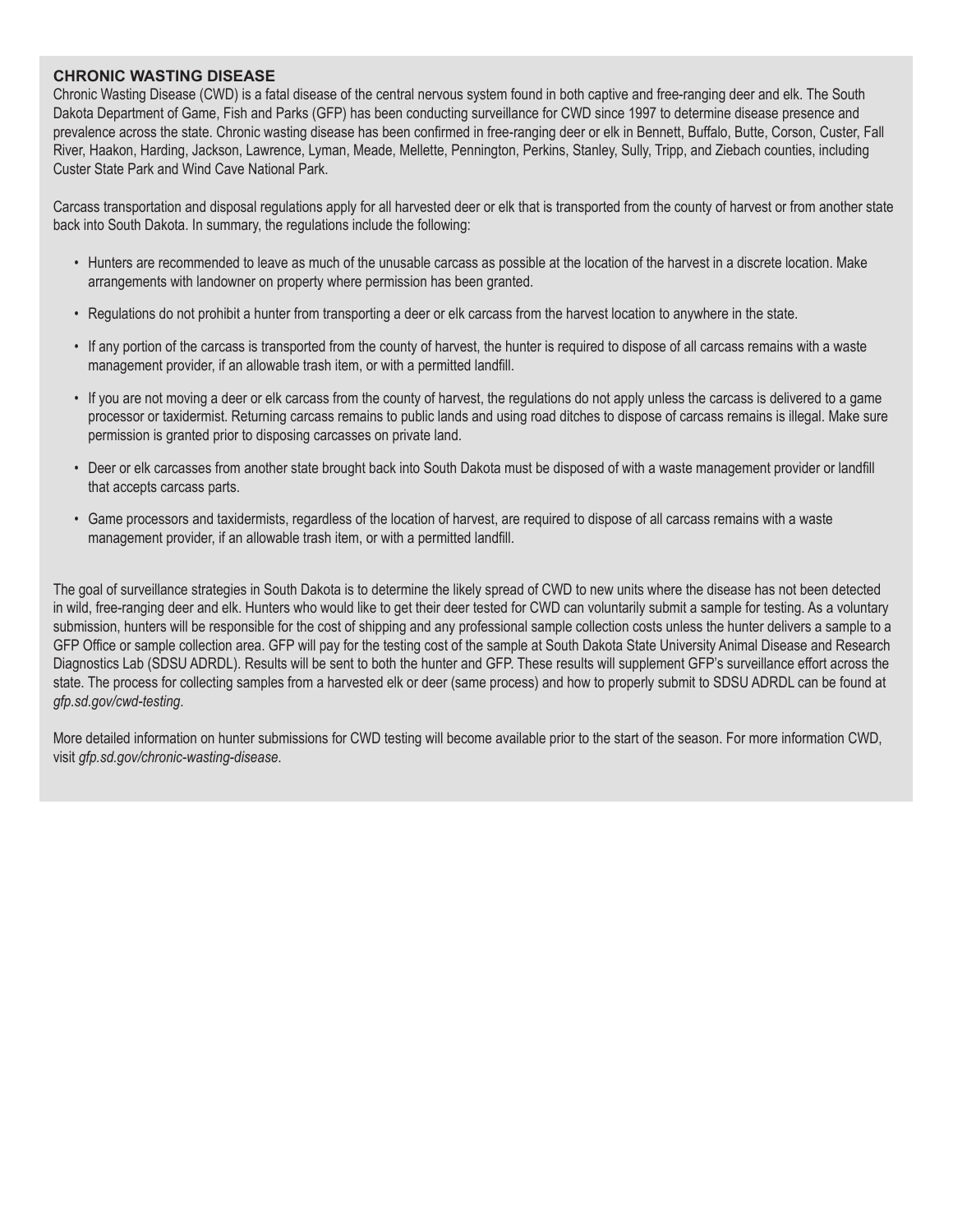## CHRONIC WASTING DISEASE

Chronic Wasting Disease (CWD) is a fatal disease of the central nervous system found in both captive and free-ranging deer and elk. The South Dakota Department of Game, Fish and Parks (GFP) has been conducting surveillance for CWD since 1997 to determine disease presence and prevalence across the state. Chronic wasting disease has been confirmed in free-ranging deer or elk in Bennett, Buffalo, Butte, Corson, Custer, Fall River, Haakon, Harding, Jackson, Lawrence, Lyman, Meade, Mellette, Pennington, Perkins, Stanley, Sully, Tripp, and Ziebach counties, including Custer State Park and Wind Cave National Park.

Carcass transportation and disposal regulations apply for all harvested deer or elk that is transported from the county of harvest or from another state back into South Dakota. In summary, the regulations include the following:

- Hunters are recommended to leave as much of the unusable carcass as possible at the location of the harvest in a discrete location. Make arrangements with landowner on property where permission has been granted.
- Regulations do not prohibit a hunter from transporting a deer or elk carcass from the harvest location to anywhere in the state.
- If any portion of the carcass is transported from the county of harvest, the hunter is required to dispose of all carcass remains with a waste management provider, if an allowable trash item, or with a permitted landfill.
- If you are not moving a deer or elk carcass from the county of harvest, the regulations do not apply unless the carcass is delivered to a game processor or taxidermist. Returning carcass remains to public lands and using road ditches to dispose of carcass remains is illegal. Make sure permission is granted prior to disposing carcasses on private land.
- Deer or elk carcasses from another state brought back into South Dakota must be disposed of with a waste management provider or landfill that accepts carcass parts.
- Game processors and taxidermists, regardless of the location of harvest, are required to dispose of all carcass remains with a waste management provider, if an allowable trash item, or with a permitted landfill.

The goal of surveillance strategies in South Dakota is to determine the likely spread of CWD to new units where the disease has not been detected in wild, free-ranging deer and elk. Hunters who would like to get their deer tested for CWD can voluntarily submit a sample for testing. As a voluntary submission, hunters will be responsible for the cost of shipping and any professional sample collection costs unless the hunter delivers a sample to a GFP Office or sample collection area. GFP will pay for the testing cost of the sample at South Dakota State University Animal Disease and Research Diagnostics Lab (SDSU ADRDL). Results will be sent to both the hunter and GFP. These results will supplement GFP's surveillance effort across the state. The process for collecting samples from a harvested elk or deer (same process) and how to properly submit to SDSU ADRDL can be found at *gfp.sd.gov/cwd-testing*.

More detailed information on hunter submissions for CWD testing will become available prior to the start of the season. For more information CWD, visit *gfp.sd.gov/chronic-wasting-disease*.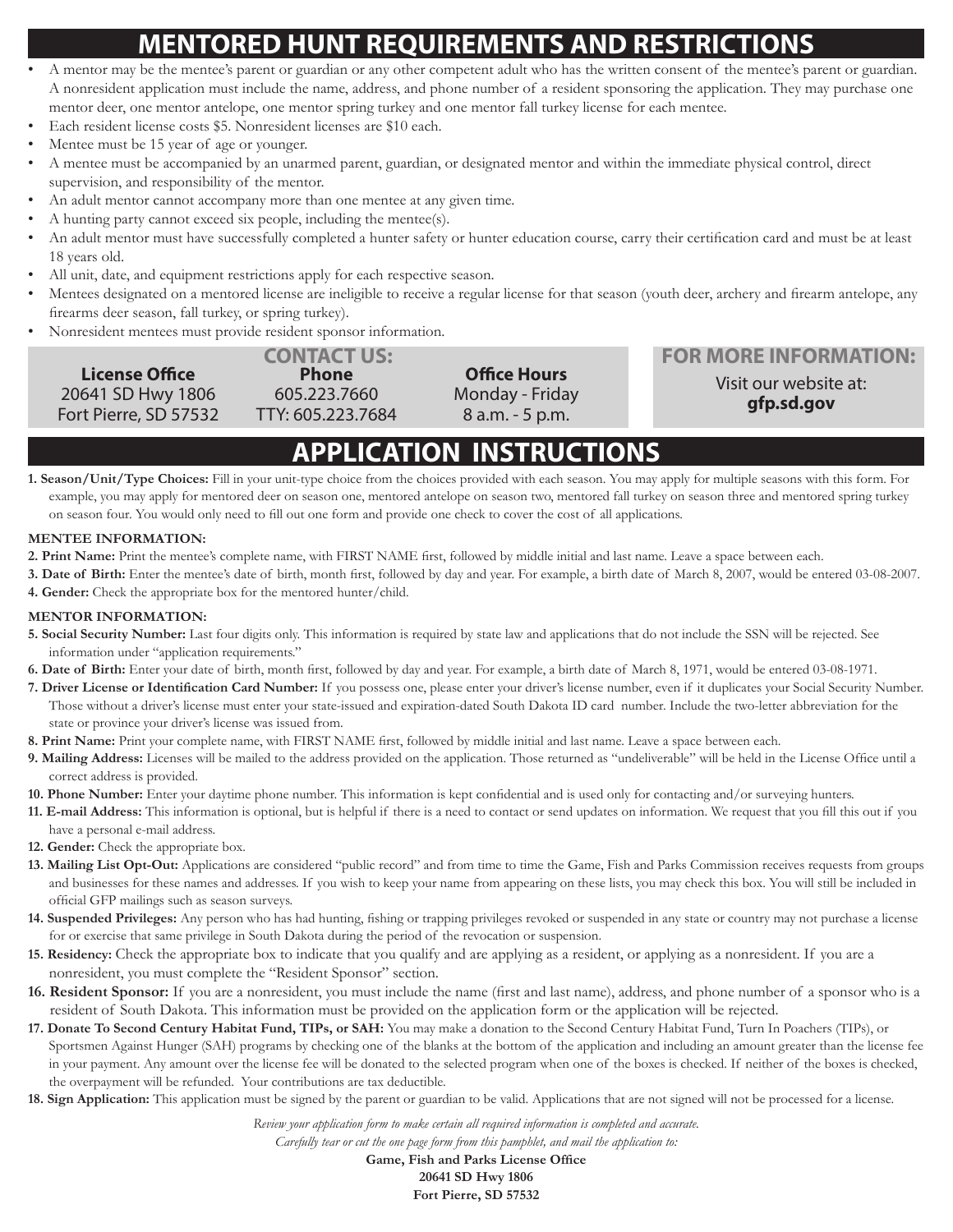# MENTORED HUNT REQUIREMENTS AND RESTRICTIONS

- A mentor may be the mentee's parent or guardian or any other competent adult who has the written consent of the mentee's parent or guardian. A nonresident application must include the name, address, and phone number of a resident sponsoring the application. They may purchase one mentor deer, one mentor antelope, one mentor spring turkey and one mentor fall turkey license for each mentee.
- Each resident license costs $5. Nonresident licenses are $10 each.
- Mentee must be 15 year of age or younger.
- A mentee must be accompanied by an unarmed parent, guardian, or designated mentor and within the immediate physical control, direct supervision, and responsibility of the mentor.
- An adult mentor cannot accompany more than one mentee at any given time.
- A hunting party cannot exceed six people, including the mentee(s).
- An adult mentor must have successfully completed a hunter safety or hunter education course, carry their certification card and must be at least 18 years old.
- All unit, date, and equipment restrictions apply for each respective season.
- Mentees designated on a mentored license are ineligible to receive a regular license for that season (youth deer, archery and firearm antelope, any firearms deer season, fall turkey, or spring turkey).
- Nonresident mentees must provide resident sponsor information.

## CONTACT US:

**License Office**
20641 SD Hwy 1806
Fort Pierre, SD 57532

**Phone**
605.223.7660
TTY: 605.223.7684

**Office Hours**
Monday - Friday
8 a.m. - 5 p.m.

## FOR MORE INFORMATION:

Visit our website at:
**gfp.sd.gov**

# APPLICATION INSTRUCTIONS

**1. Season/Unit/Type Choices:** Fill in your unit-type choice from the choices provided with each season. You may apply for multiple seasons with this form. For example, you may apply for mentored deer on season one, mentored antelope on season two, mentored fall turkey on season three and mentored spring turkey on season four. You would only need to fill out one form and provide one check to cover the cost of all applications.

**MENTEE INFORMATION:**

**2. Print Name:** Print the mentee's complete name, with FIRST NAME first, followed by middle initial and last name. Leave a space between each.

**3. Date of Birth:** Enter the mentee's date of birth, month first, followed by day and year. For example, a birth date of March 8, 2007, would be entered 03-08-2007.

**4. Gender:** Check the appropriate box for the mentored hunter/child.

**MENTOR INFORMATION:**

**5. Social Security Number:** Last four digits only. This information is required by state law and applications that do not include the SSN will be rejected. See information under "application requirements."

**6. Date of Birth:** Enter your date of birth, month first, followed by day and year. For example, a birth date of March 8, 1971, would be entered 03-08-1971.

**7. Driver License or Identification Card Number:** If you possess one, please enter your driver's license number, even if it duplicates your Social Security Number. Those without a driver's license must enter your state-issued and expiration-dated South Dakota ID card number. Include the two-letter abbreviation for the state or province your driver's license was issued from.

**8. Print Name:** Print your complete name, with FIRST NAME first, followed by middle initial and last name. Leave a space between each.

**9. Mailing Address:** Licenses will be mailed to the address provided on the application. Those returned as "undeliverable" will be held in the License Office until a correct address is provided.

**10. Phone Number:** Enter your daytime phone number. This information is kept confidential and is used only for contacting and/or surveying hunters.

**11. E-mail Address:** This information is optional, but is helpful if there is a need to contact or send updates on information. We request that you fill this out if you have a personal e-mail address.

**12. Gender:** Check the appropriate box.

**13. Mailing List Opt-Out:** Applications are considered "public record" and from time to time the Game, Fish and Parks Commission receives requests from groups and businesses for these names and addresses. If you wish to keep your name from appearing on these lists, you may check this box. You will still be included in official GFP mailings such as season surveys.

**14. Suspended Privileges:** Any person who has had hunting, fishing or trapping privileges revoked or suspended in any state or country may not purchase a license for or exercise that same privilege in South Dakota during the period of the revocation or suspension.

**15. Residency:** Check the appropriate box to indicate that you qualify and are applying as a resident, or applying as a nonresident. If you are a nonresident, you must complete the "Resident Sponsor" section.

**16. Resident Sponsor:** If you are a nonresident, you must include the name (first and last name), address, and phone number of a sponsor who is a resident of South Dakota. This information must be provided on the application form or the application will be rejected.

**17. Donate To Second Century Habitat Fund, TIPs, or SAH:** You may make a donation to the Second Century Habitat Fund, Turn In Poachers (TIPs), or Sportsmen Against Hunger (SAH) programs by checking one of the blanks at the bottom of the application and including an amount greater than the license fee in your payment. Any amount over the license fee will be donated to the selected program when one of the boxes is checked. If neither of the boxes is checked, the overpayment will be refunded. Your contributions are tax deductible.

**18. Sign Application:** This application must be signed by the parent or guardian to be valid. Applications that are not signed will not be processed for a license.

*Review your application form to make certain all required information is completed and accurate.*
*Carefully tear or cut the one page form from this pamphlet, and mail the application to:*

**Game, Fish and Parks License Office**
**20641 SD Hwy 1806**
**Fort Pierre, SD 57532**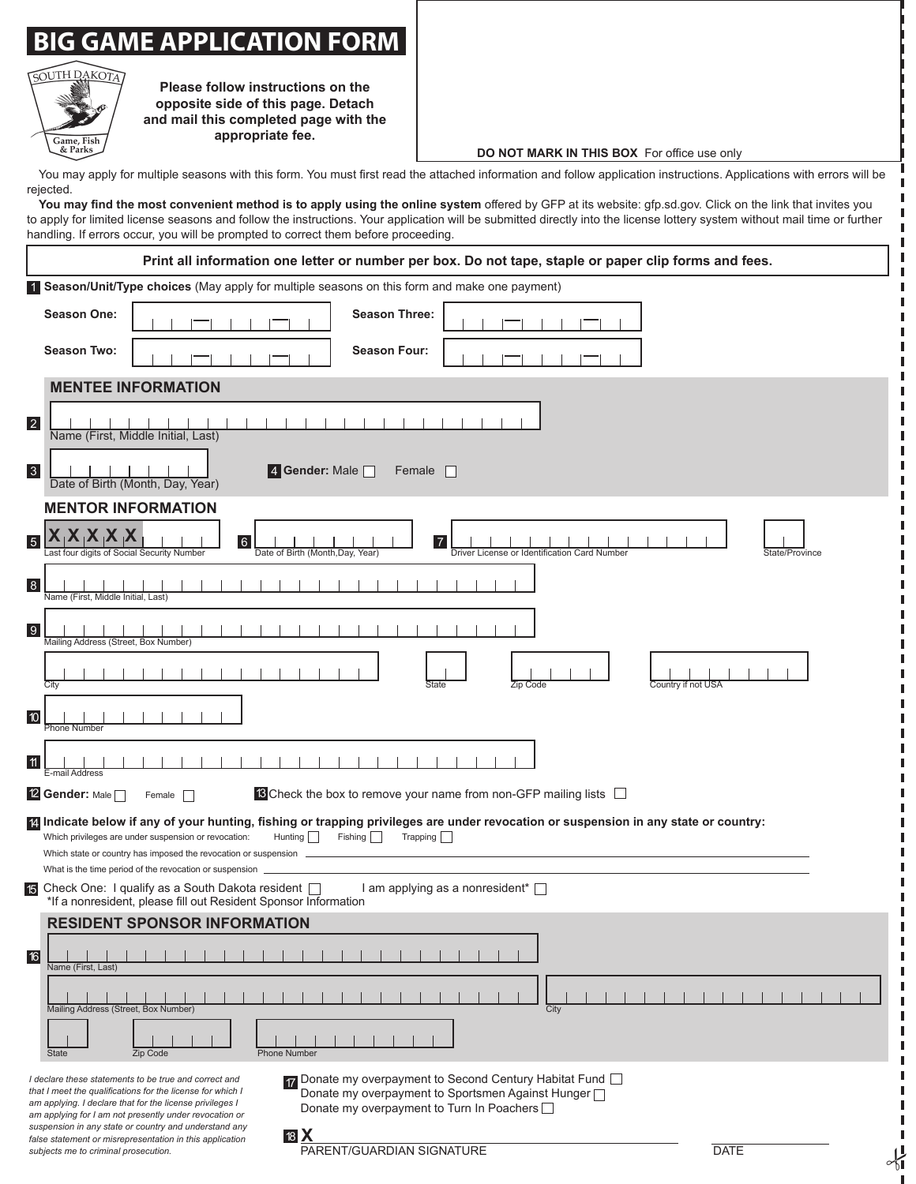# BIG GAME APPLICATION FORM

SOUTH DAKOTA Game, Fish & Parks

**Please follow instructions on the opposite side of this page. Detach and mail this completed page with the appropriate fee.**

**DO NOT MARK IN THIS BOX** For office use only

You may apply for multiple seasons with this form. You must first read the attached information and follow application instructions. Applications with errors will be rejected.

**You may find the most convenient method is to apply using the online system** offered by GFP at its website: gfp.sd.gov. Click on the link that invites you to apply for limited license seasons and follow the instructions. Your application will be submitted directly into the license lottery system without mail time or further handling. If errors occur, you will be prompted to correct them before proceeding.

**Print all information one letter or number per box. Do not tape, staple or paper clip forms and fees.**

1 **Season/Unit/Type choices** (May apply for multiple seasons on this form and make one payment)

**Season One:** ___ **Season Three:** ___

**Season Two:** ___ **Season Four:** ___

## MENTEE INFORMATION

2 Name (First, Middle Initial, Last)

3 Date of Birth (Month, Day, Year)

4 **Gender:** Male ☐ Female ☐

## MENTOR INFORMATION

5 X X X X X Last four digits of Social Security Number

6 Date of Birth (Month,Day, Year)

7 Driver License or Identification Card Number State/Province

8 Name (First, Middle Initial, Last)

9 Mailing Address (Street, Box Number)

City State Zip Code Country if not USA

10 Phone Number

11 E-mail Address

12 **Gender:** Male ☐ Female ☐

13 Check the box to remove your name from non-GFP mailing lists ☐

14 **Indicate below if any of your hunting, fishing or trapping privileges are under revocation or suspension in any state or country:**

Which privileges are under suspension or revocation: Hunting ☐ Fishing ☐ Trapping ☐

Which state or country has imposed the revocation or suspension ___

What is the time period of the revocation or suspension ___

15 Check One: I qualify as a South Dakota resident ☐ I am applying as a nonresident* ☐

*If a nonresident, please fill out Resident Sponsor Information

## RESIDENT SPONSOR INFORMATION

16 Name (First, Last)

Mailing Address (Street, Box Number) City

State Zip Code Phone Number

*I declare these statements to be true and correct and that I meet the qualifications for the license for which I am applying. I declare that for the license privileges I am applying for I am not presently under revocation or suspension in any state or country and understand any false statement or misrepresentation in this application subjects me to criminal prosecution.*

17 Donate my overpayment to Second Century Habitat Fund ☐

Donate my overpayment to Sportsmen Against Hunger ☐

Donate my overpayment to Turn In Poachers ☐

18 **X** ___

PARENT/GUARDIAN SIGNATURE DATE